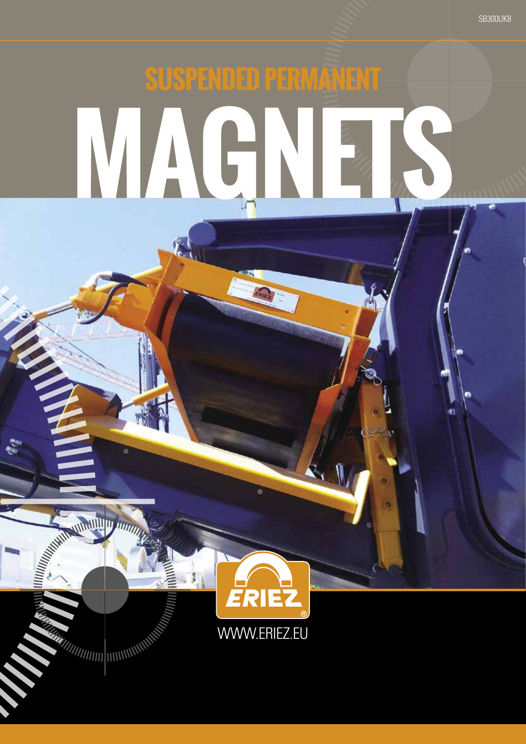SB300UK8

# SUSPENDED PERMANENT MAGNETS

ERIEZ®

WWW.ERIEZ.EU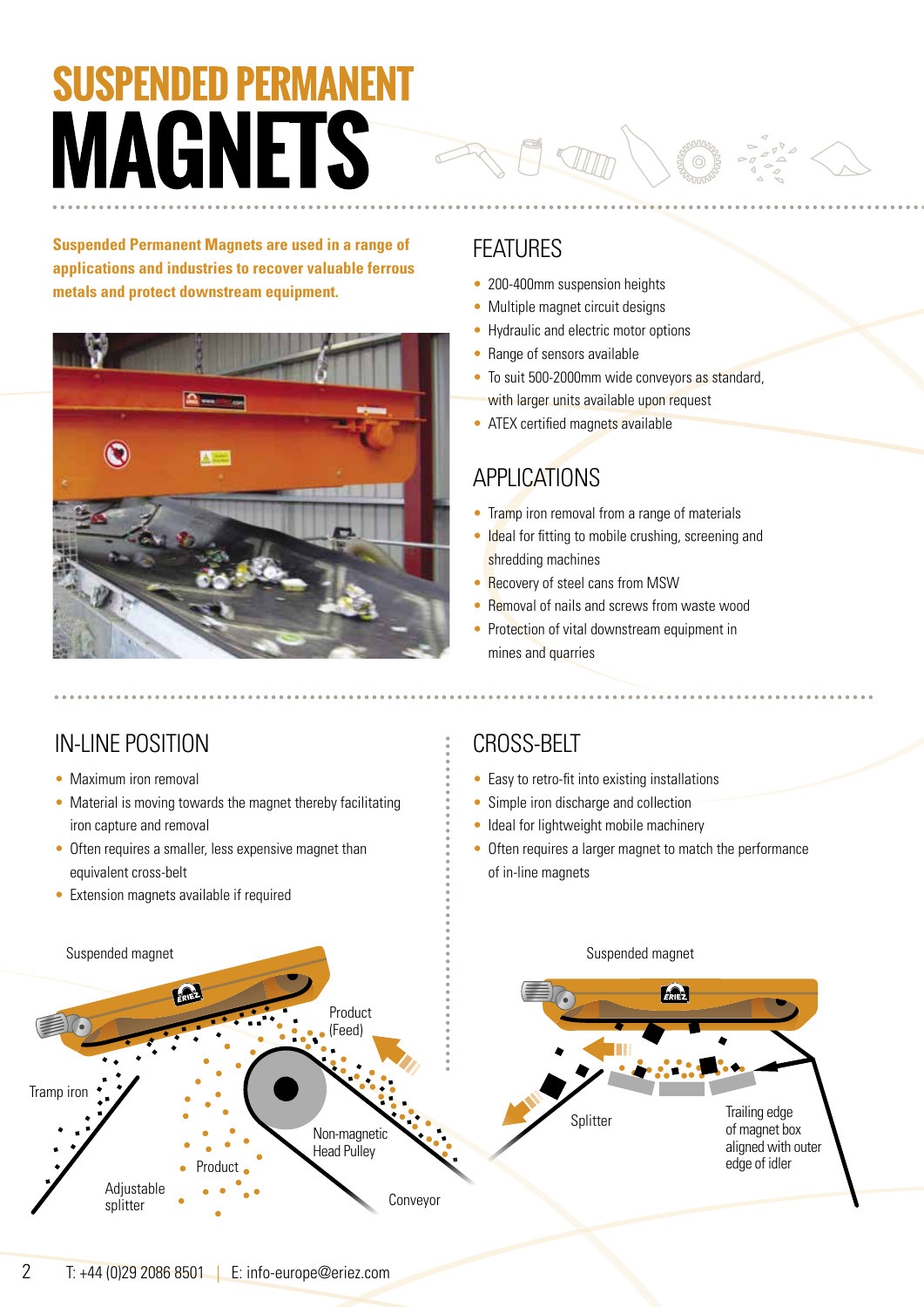# SUSPENDED PERMANENT MAGNETS

**Suspended Permanent Magnets are used in a range of applications and industries to recover valuable ferrous metals and protect downstream equipment.**

## FEATURES

- 200-400mm suspension heights
- Multiple magnet circuit designs
- Hydraulic and electric motor options
- Range of sensors available
- To suit 500-2000mm wide conveyors as standard, with larger units available upon request
- ATEX certified magnets available

## APPLICATIONS

- Tramp iron removal from a range of materials
- Ideal for fitting to mobile crushing, screening and shredding machines
- Recovery of steel cans from MSW
- Removal of nails and screws from waste wood
- Protection of vital downstream equipment in mines and quarries

## IN-LINE POSITION

- Maximum iron removal
- Material is moving towards the magnet thereby facilitating iron capture and removal
- Often requires a smaller, less expensive magnet than equivalent cross-belt
- Extension magnets available if required

Suspended magnet

Product (Feed)

Tramp iron

Non-magnetic Head Pulley

Product

Adjustable splitter

Conveyor

## CROSS-BELT

- Easy to retro-fit into existing installations
- Simple iron discharge and collection
- Ideal for lightweight mobile machinery
- Often requires a larger magnet to match the performance of in-line magnets

Suspended magnet

Splitter

Trailing edge of magnet box aligned with outer edge of idler

T: +44 (0)29 2086 8501 | E: info-europe@eriez.com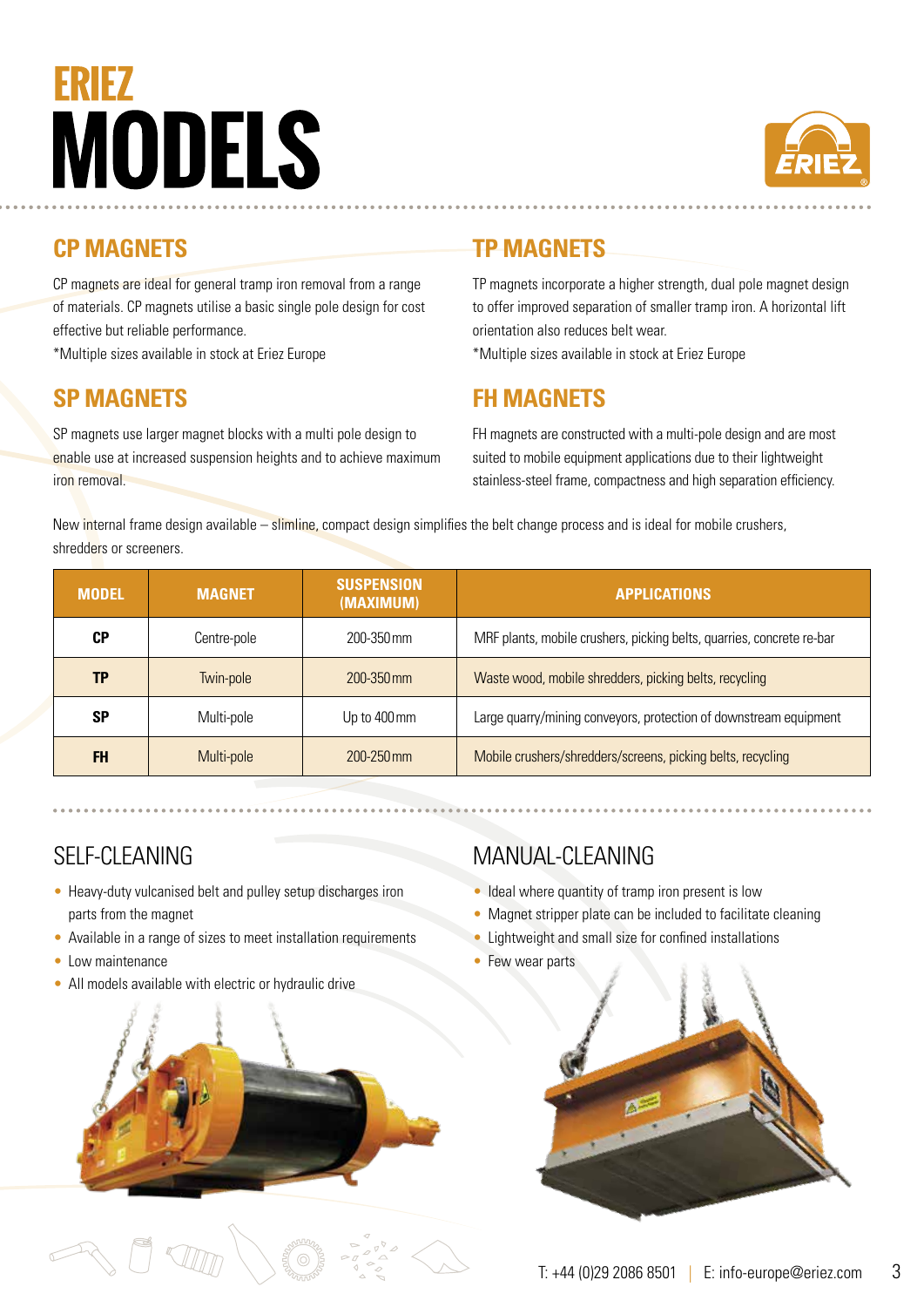# ERIEZ MODELS

## CP MAGNETS

CP magnets are ideal for general tramp iron removal from a range of materials. CP magnets utilise a basic single pole design for cost effective but reliable performance.
*Multiple sizes available in stock at Eriez Europe

## TP MAGNETS

TP magnets incorporate a higher strength, dual pole magnet design to offer improved separation of smaller tramp iron. A horizontal lift orientation also reduces belt wear.
*Multiple sizes available in stock at Eriez Europe

## SP MAGNETS

SP magnets use larger magnet blocks with a multi pole design to enable use at increased suspension heights and to achieve maximum iron removal.

## FH MAGNETS

FH magnets are constructed with a multi-pole design and are most suited to mobile equipment applications due to their lightweight stainless-steel frame, compactness and high separation efficiency.

New internal frame design available – slimline, compact design simplifies the belt change process and is ideal for mobile crushers, shredders or screeners.

| MODEL | MAGNET | SUSPENSION (MAXIMUM) | APPLICATIONS |
|---|---|---|---|
| **CP** | Centre-pole | 200-350mm | MRF plants, mobile crushers, picking belts, quarries, concrete re-bar |
| **TP** | Twin-pole | 200-350mm | Waste wood, mobile shredders, picking belts, recycling |
| **SP** | Multi-pole | Up to 400mm | Large quarry/mining conveyors, protection of downstream equipment |
| **FH** | Multi-pole | 200-250mm | Mobile crushers/shredders/screens, picking belts, recycling |

## SELF-CLEANING

- Heavy-duty vulcanised belt and pulley setup discharges iron parts from the magnet
- Available in a range of sizes to meet installation requirements
- Low maintenance
- All models available with electric or hydraulic drive

## MANUAL-CLEANING

- Ideal where quantity of tramp iron present is low
- Magnet stripper plate can be included to facilitate cleaning
- Lightweight and small size for confined installations
- Few wear parts

T: +44 (0)29 2086 8501 | E: info-europe@eriez.com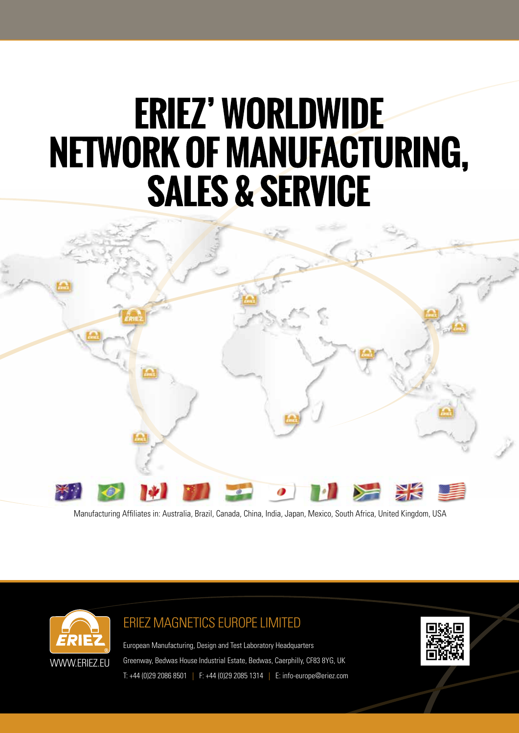# ERIEZ' WORLDWIDE NETWORK OF MANUFACTURING, SALES & SERVICE

Manufacturing Affiliates in: Australia, Brazil, Canada, China, India, Japan, Mexico, South Africa, United Kingdom, USA

WWW.ERIEZ.EU

## ERIEZ MAGNETICS EUROPE LIMITED

European Manufacturing, Design and Test Laboratory Headquarters

Greenway, Bedwas House Industrial Estate, Bedwas, Caerphilly, CF83 8YG, UK

T: +44 (0)29 2086 8501 | F: +44 (0)29 2085 1314 | E: info-europe@eriez.com